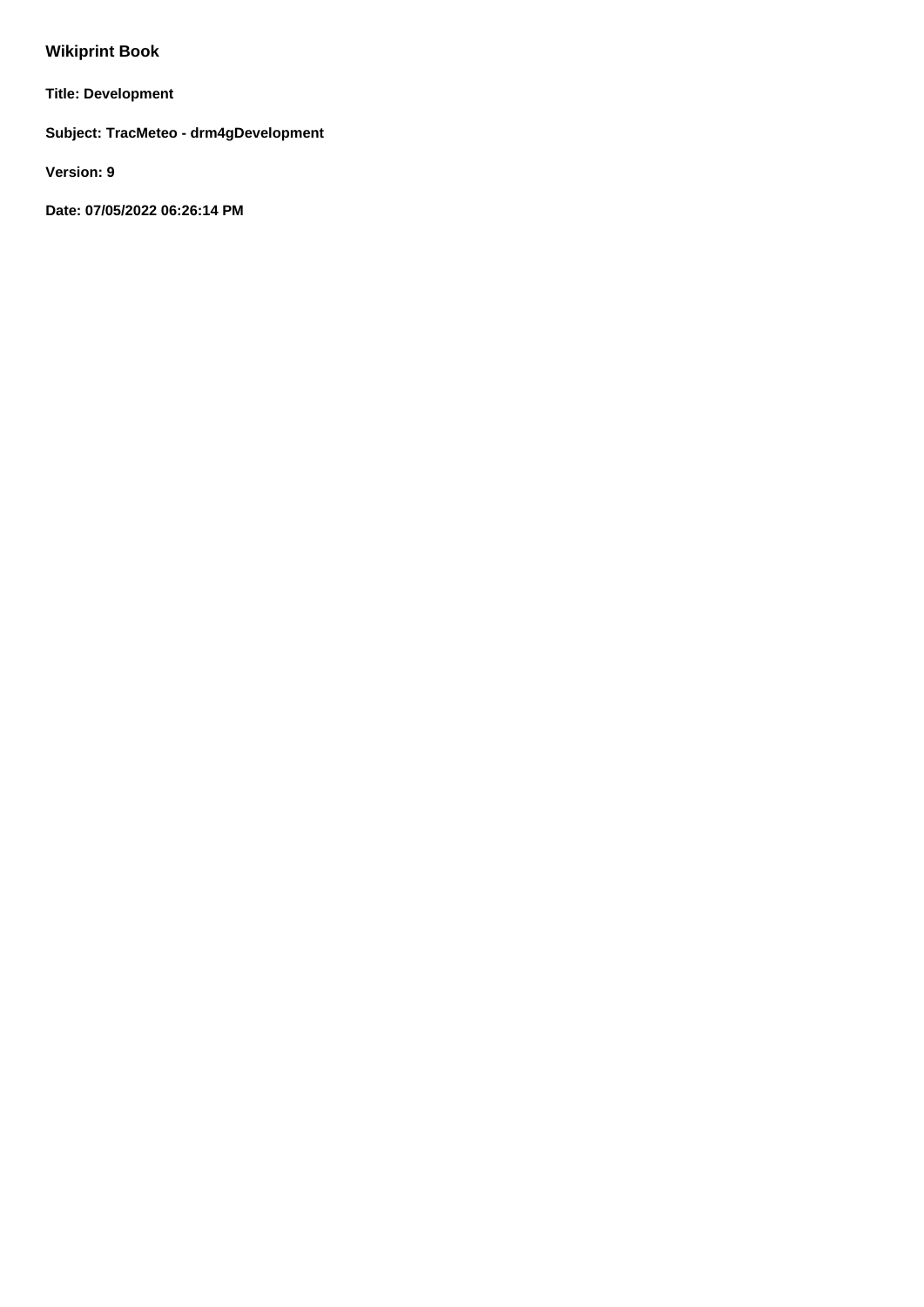# Wikiprint Book

**Title: Development**

**Subject: TracMeteo - drm4gDevelopment**

**Version: 9**

**Date: 07/05/2022 06:26:14 PM**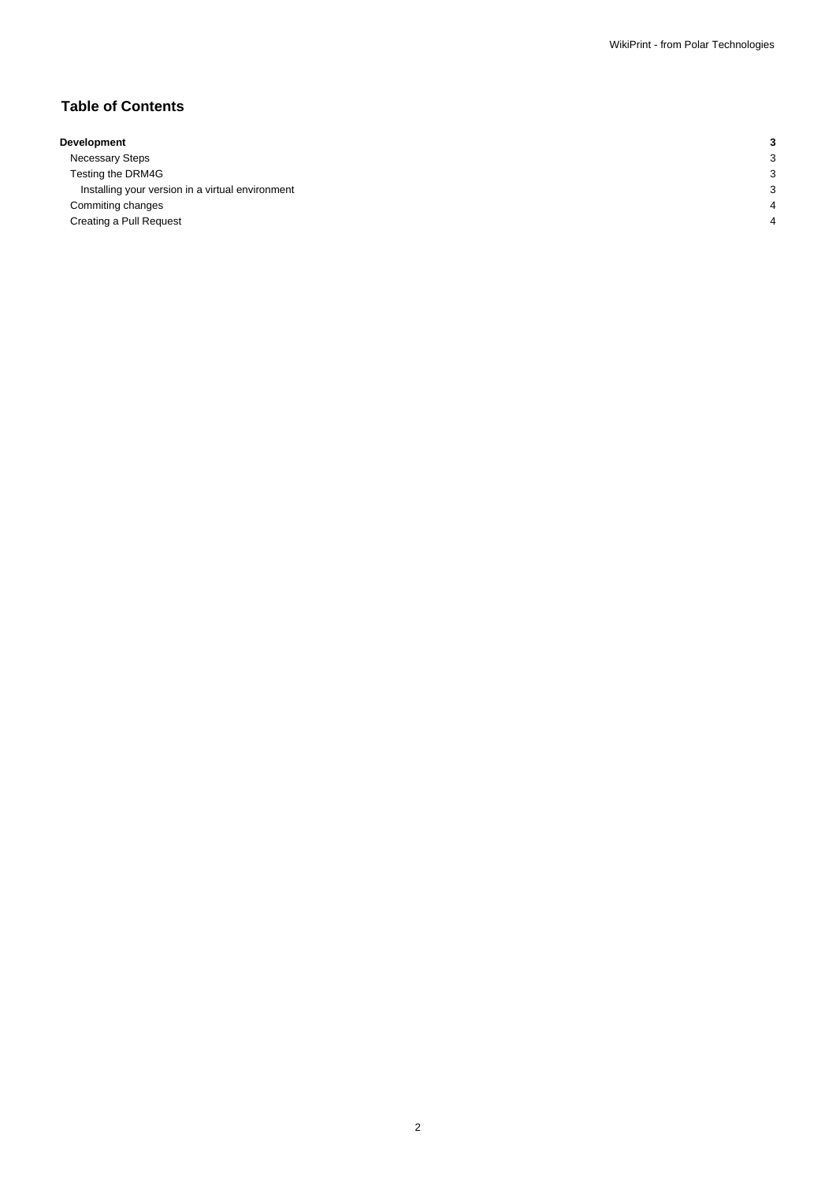# Table of Contents

| | |
|---|---|
| **Development** | **3** |
| Necessary Steps | 3 |
| Testing the DRM4G | 3 |
| Installing your version in a virtual environment | 3 |
| Commiting changes | 4 |
| Creating a Pull Request | 4 |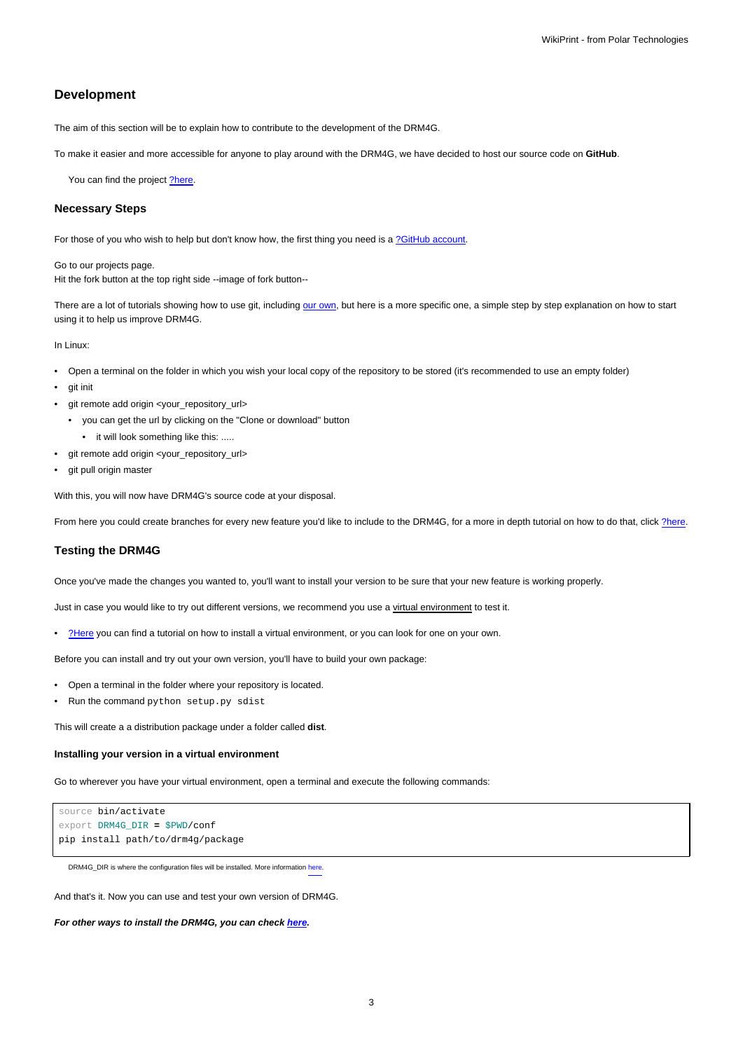## Development

The aim of this section will be to explain how to contribute to the development of the DRM4G.

To make it easier and more accessible for anyone to play around with the DRM4G, we have decided to host our source code on **GitHub**.

> You can find the project ?here.

### Necessary Steps

For those of you who wish to help but don't know how, the first thing you need is a ?GitHub account.

Go to our projects page.
Hit the fork button at the top right side --image of fork button--

There are a lot of tutorials showing how to use git, including our own, but here is a more specific one, a simple step by step explanation on how to start using it to help us improve DRM4G.

In Linux:

- Open a terminal on the folder in which you wish your local copy of the repository to be stored (it's recommended to use an empty folder)
- git init
- git remote add origin <your_repository_url>
  - you can get the url by clicking on the "Clone or download" button
    - it will look something like this: .....
- git remote add origin <your_repository_url>
- git pull origin master

With this, you will now have DRM4G's source code at your disposal.

From here you could create branches for every new feature you'd like to include to the DRM4G, for a more in depth tutorial on how to do that, click ?here.

### Testing the DRM4G

Once you've made the changes you wanted to, you'll want to install your version to be sure that your new feature is working properly.

Just in case you would like to try out different versions, we recommend you use a virtual environment to test it.

- ?Here you can find a tutorial on how to install a virtual environment, or you can look for one on your own.

Before you can install and try out your own version, you'll have to build your own package:

- Open a terminal in the folder where your repository is located.
- Run the command `python setup.py sdist`

This will create a a distribution package under a folder called **dist**.

#### Installing your version in a virtual environment

Go to wherever you have your virtual environment, open a terminal and execute the following commands:

```
source bin/activate
export DRM4G_DIR = $PWD/conf
pip install path/to/drm4g/package
```

DRM4G_DIR is where the configuration files will be installed. More information here.

And that's it. Now you can use and test your own version of DRM4G.

***For other ways to install the DRM4G, you can check here.***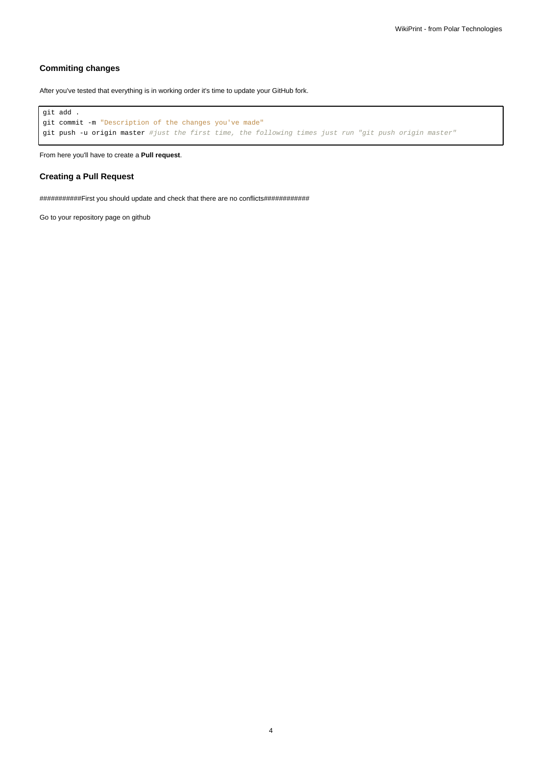### Commiting changes

After you've tested that everything is in working order it's time to update your GitHub fork.

```
git add .
git commit -m "Description of the changes you've made"
git push -u origin master #just the first time, the following times just run "git push origin master"
```

From here you'll have to create a **Pull request**.

### Creating a Pull Request

###########First you should update and check that there are no conflicts############

Go to your repository page on github